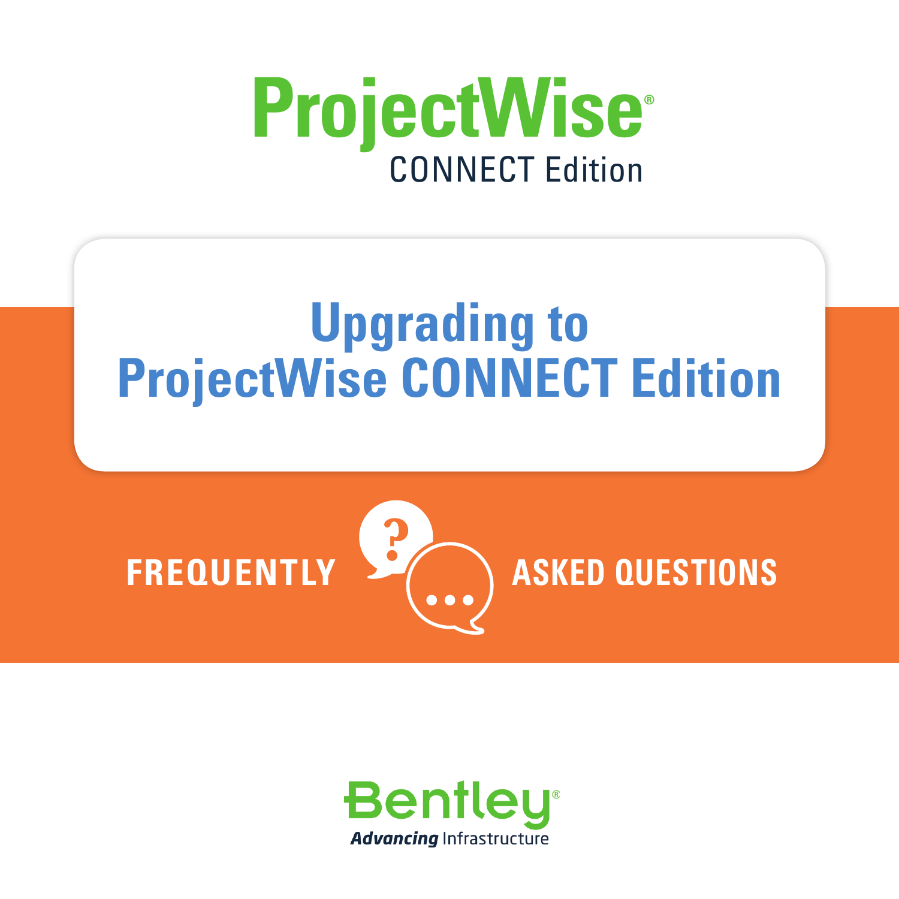# ProjectWise®

CONNECT Edition

## Upgrading to ProjectWise CONNECT Edition

**FREQUENTLY ASKED QUESTIONS**

Bentley®

***Advancing*** Infrastructure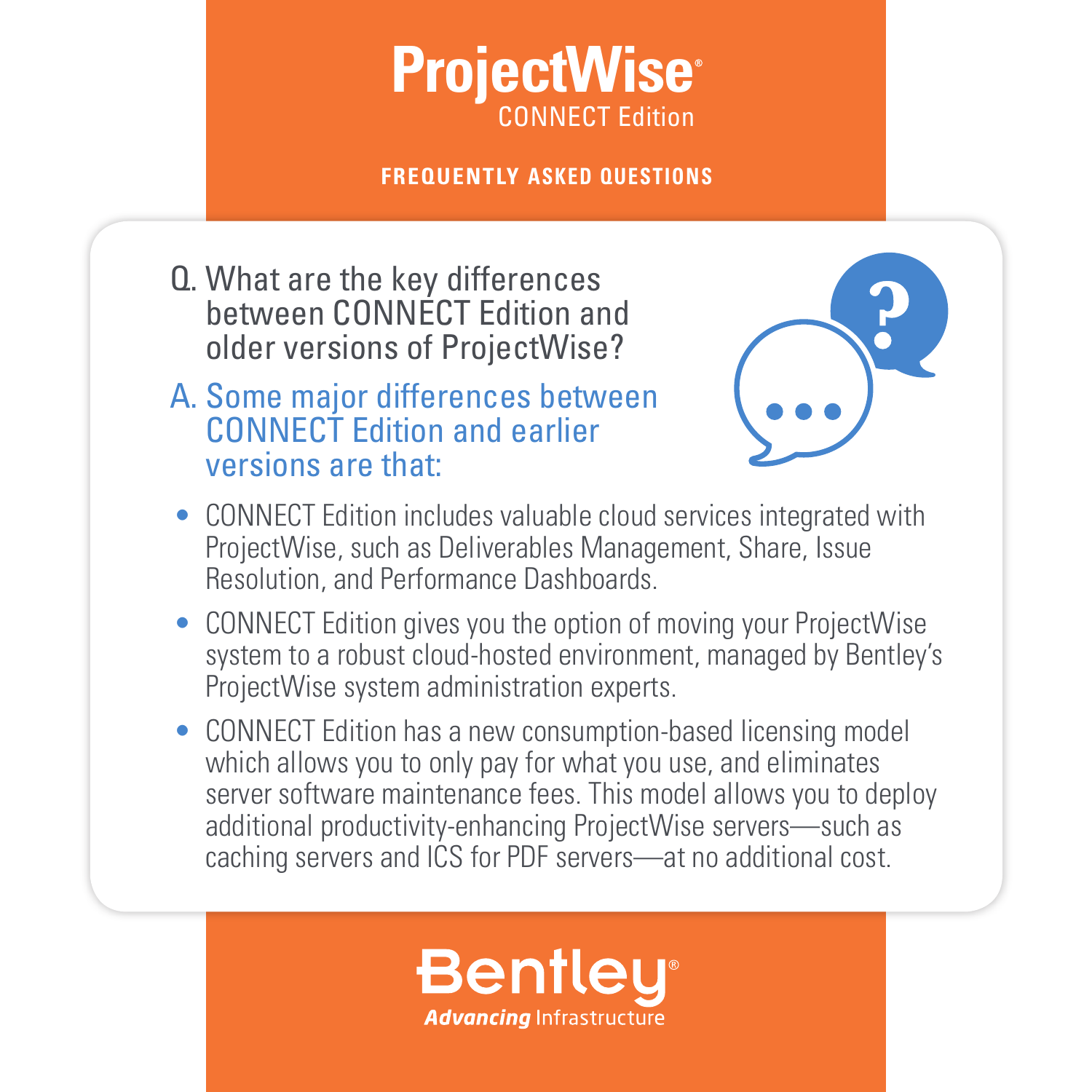# ProjectWise® CONNECT Edition

**FREQUENTLY ASKED QUESTIONS**

## Q. What are the key differences between CONNECT Edition and older versions of ProjectWise?

## A. Some major differences between CONNECT Edition and earlier versions are that:

- CONNECT Edition includes valuable cloud services integrated with ProjectWise, such as Deliverables Management, Share, Issue Resolution, and Performance Dashboards.
- CONNECT Edition gives you the option of moving your ProjectWise system to a robust cloud-hosted environment, managed by Bentley's ProjectWise system administration experts.
- CONNECT Edition has a new consumption-based licensing model which allows you to only pay for what you use, and eliminates server software maintenance fees. This model allows you to deploy additional productivity-enhancing ProjectWise servers—such as caching servers and ICS for PDF servers—at no additional cost.

**Bentley®** *Advancing* Infrastructure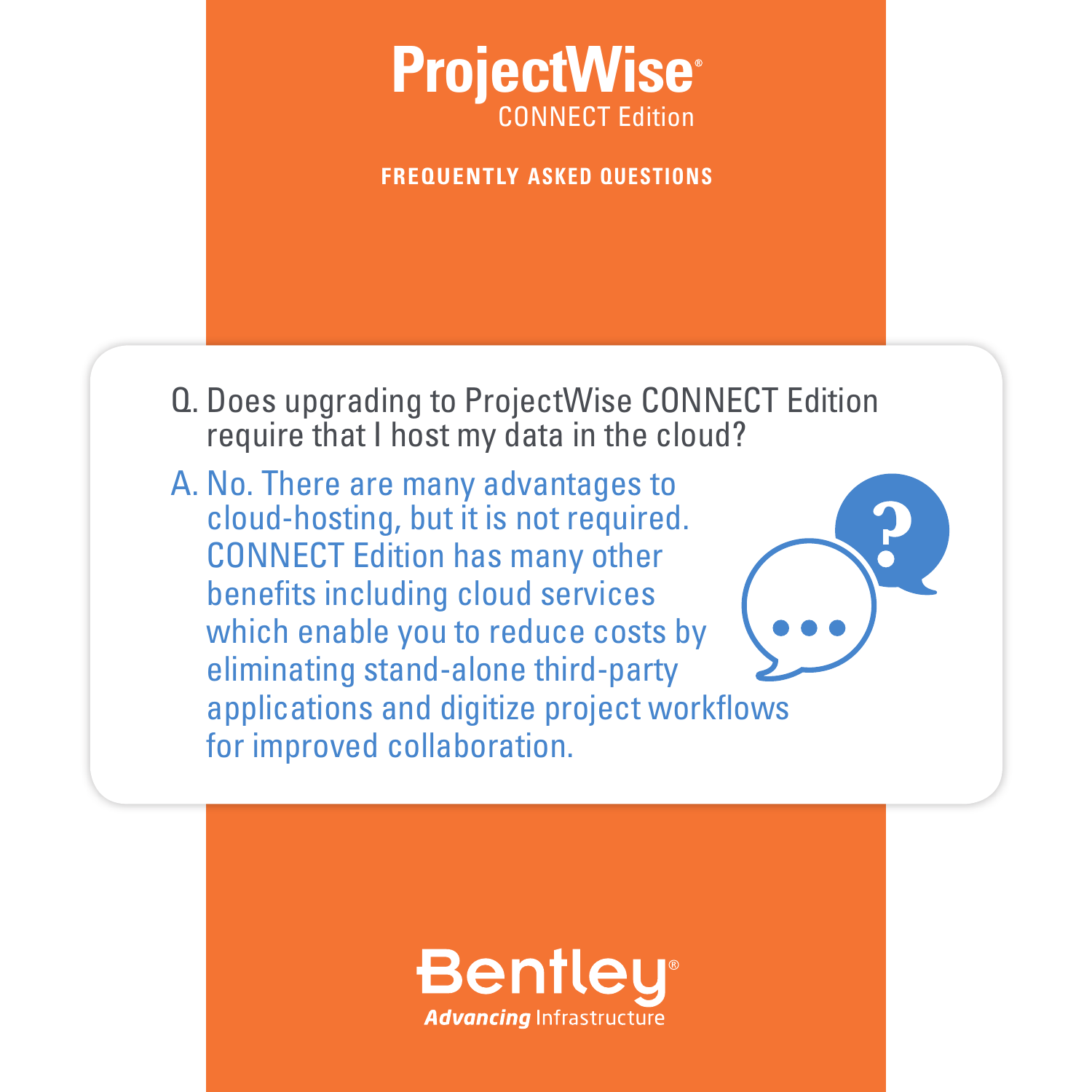# ProjectWise® CONNECT Edition

**FREQUENTLY ASKED QUESTIONS**

Q. Does upgrading to ProjectWise CONNECT Edition require that I host my data in the cloud?

A. No. There are many advantages to cloud-hosting, but it is not required. CONNECT Edition has many other benefits including cloud services which enable you to reduce costs by eliminating stand-alone third-party applications and digitize project workflows for improved collaboration.

Bentley®
*Advancing* Infrastructure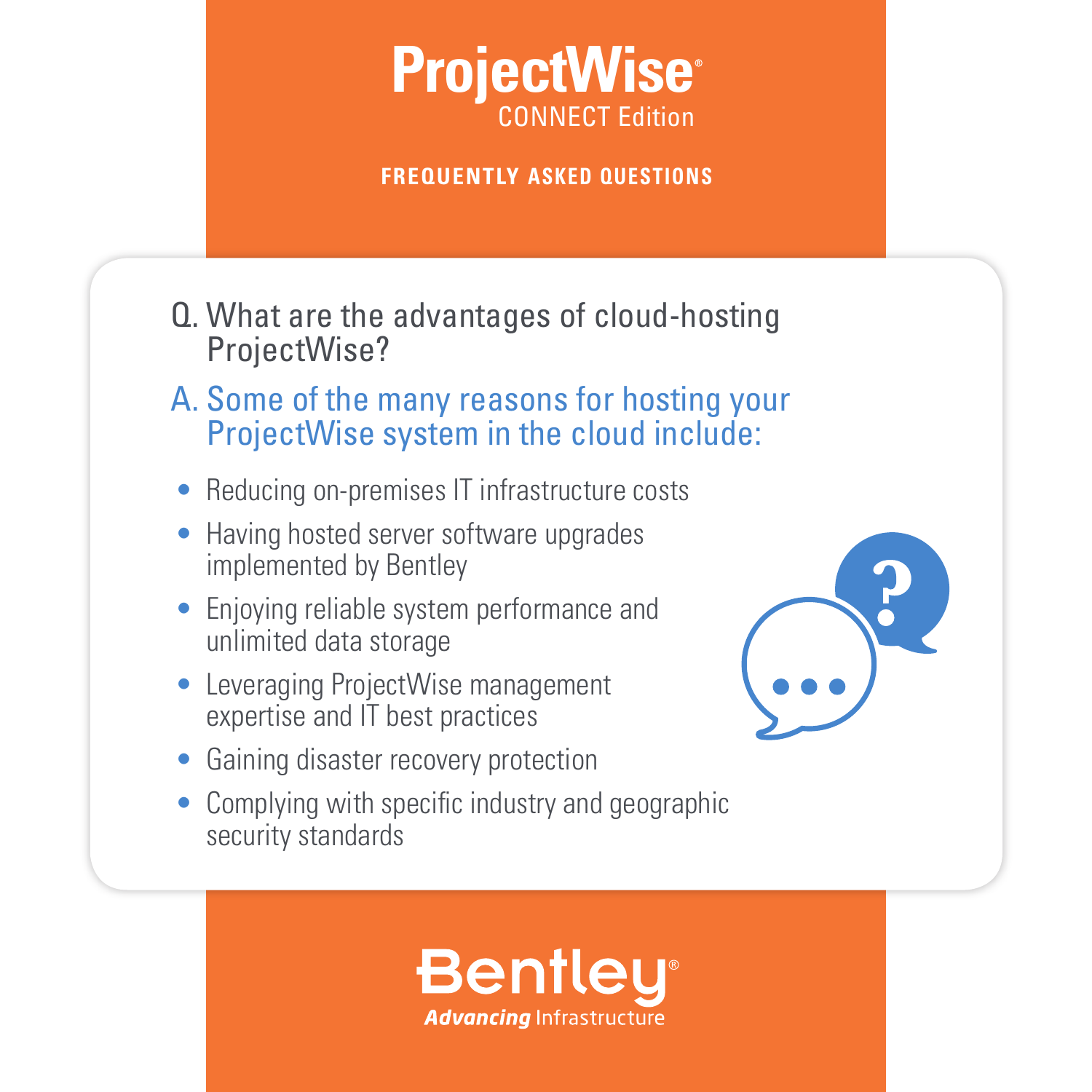# ProjectWise® CONNECT Edition

## FREQUENTLY ASKED QUESTIONS

Q. What are the advantages of cloud-hosting ProjectWise?

A. Some of the many reasons for hosting your ProjectWise system in the cloud include:

- Reducing on-premises IT infrastructure costs
- Having hosted server software upgrades implemented by Bentley
- Enjoying reliable system performance and unlimited data storage
- Leveraging ProjectWise management expertise and IT best practices
- Gaining disaster recovery protection
- Complying with specific industry and geographic security standards

Bentley®
***Advancing*** Infrastructure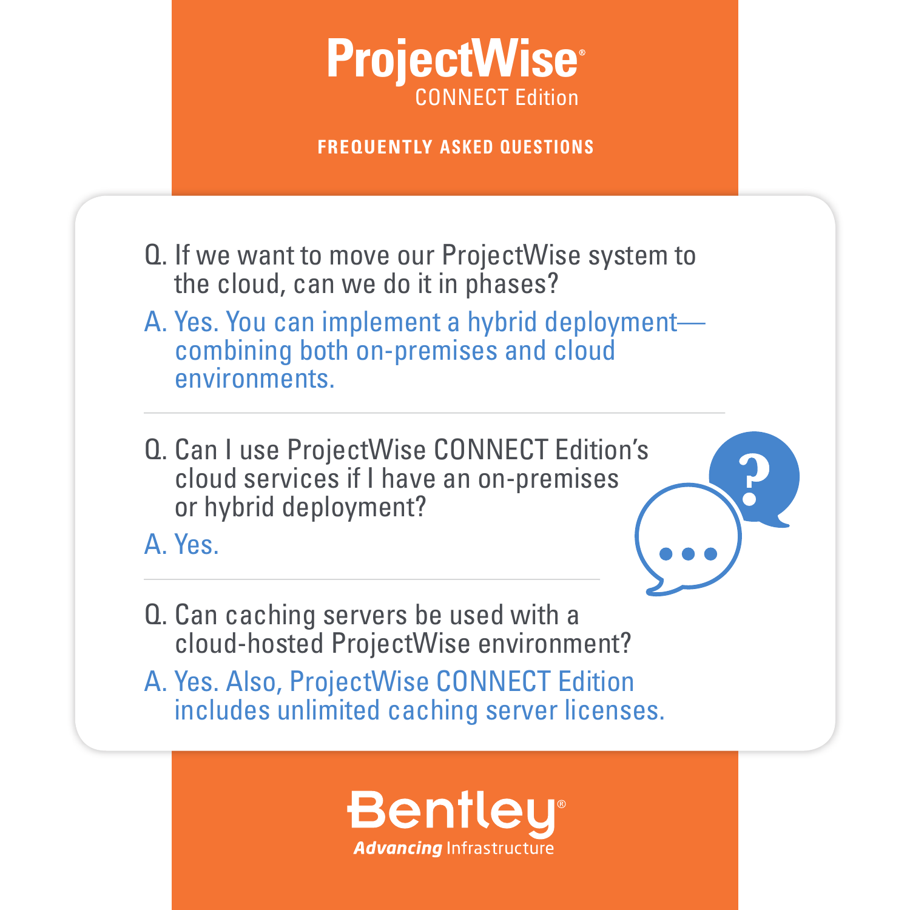# ProjectWise® CONNECT Edition

## FREQUENTLY ASKED QUESTIONS

Q. If we want to move our ProjectWise system to the cloud, can we do it in phases?

A. Yes. You can implement a hybrid deployment—combining both on-premises and cloud environments.

---

Q. Can I use ProjectWise CONNECT Edition's cloud services if I have an on-premises or hybrid deployment?

A. Yes.

---

Q. Can caching servers be used with a cloud-hosted ProjectWise environment?

A. Yes. Also, ProjectWise CONNECT Edition includes unlimited caching server licenses.

Bentley®
*Advancing* Infrastructure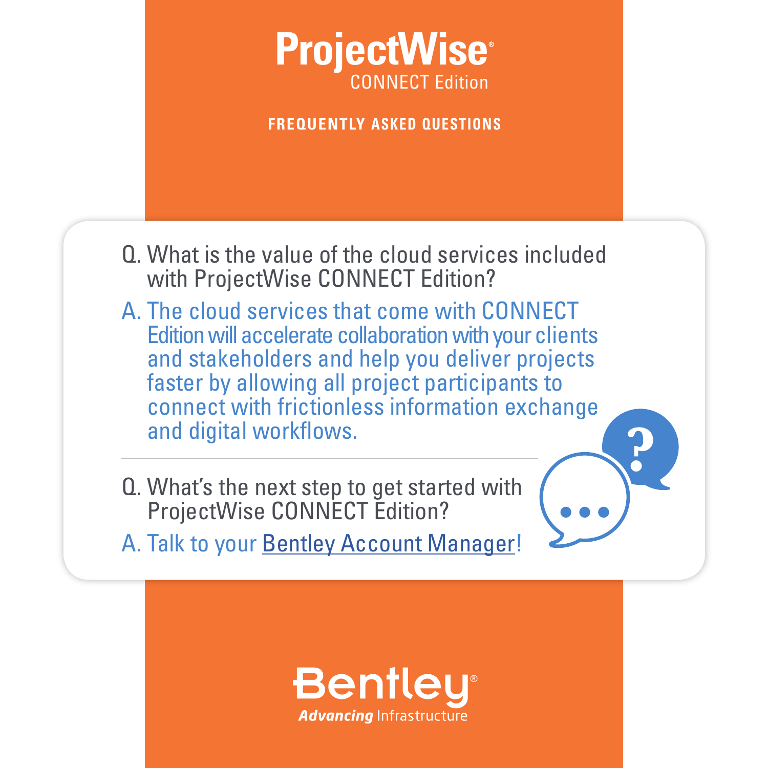# ProjectWise® CONNECT Edition

**FREQUENTLY ASKED QUESTIONS**

Q. What is the value of the cloud services included with ProjectWise CONNECT Edition?

A. The cloud services that come with CONNECT Edition will accelerate collaboration with your clients and stakeholders and help you deliver projects faster by allowing all project participants to connect with frictionless information exchange and digital workflows.

---

Q. What's the next step to get started with ProjectWise CONNECT Edition?

A. Talk to your Bentley Account Manager!

Bentley®
*Advancing* Infrastructure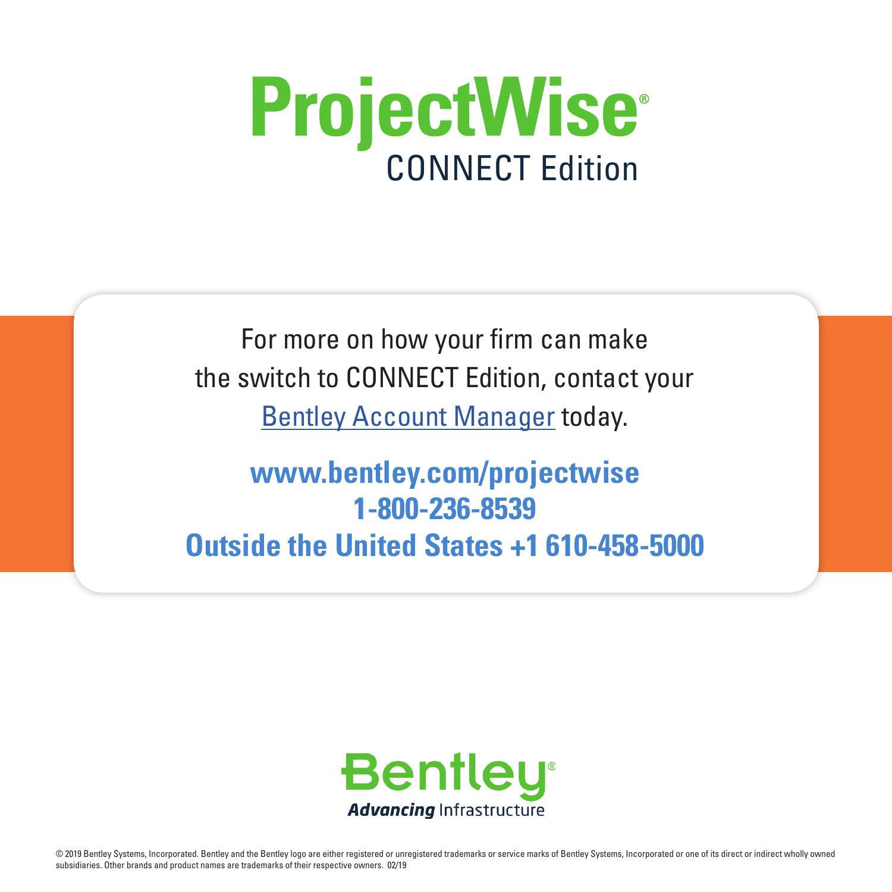# ProjectWise®
CONNECT Edition

For more on how your firm can make the switch to CONNECT Edition, contact your Bentley Account Manager today.

**www.bentley.com/projectwise**
**1-800-236-8539**
**Outside the United States +1 610-458-5000**

Bentley®
*Advancing* Infrastructure

© 2019 Bentley Systems, Incorporated. Bentley and the Bentley logo are either registered or unregistered trademarks or service marks of Bentley Systems, Incorporated or one of its direct or indirect wholly owned subsidiaries. Other brands and product names are trademarks of their respective owners. 02/19